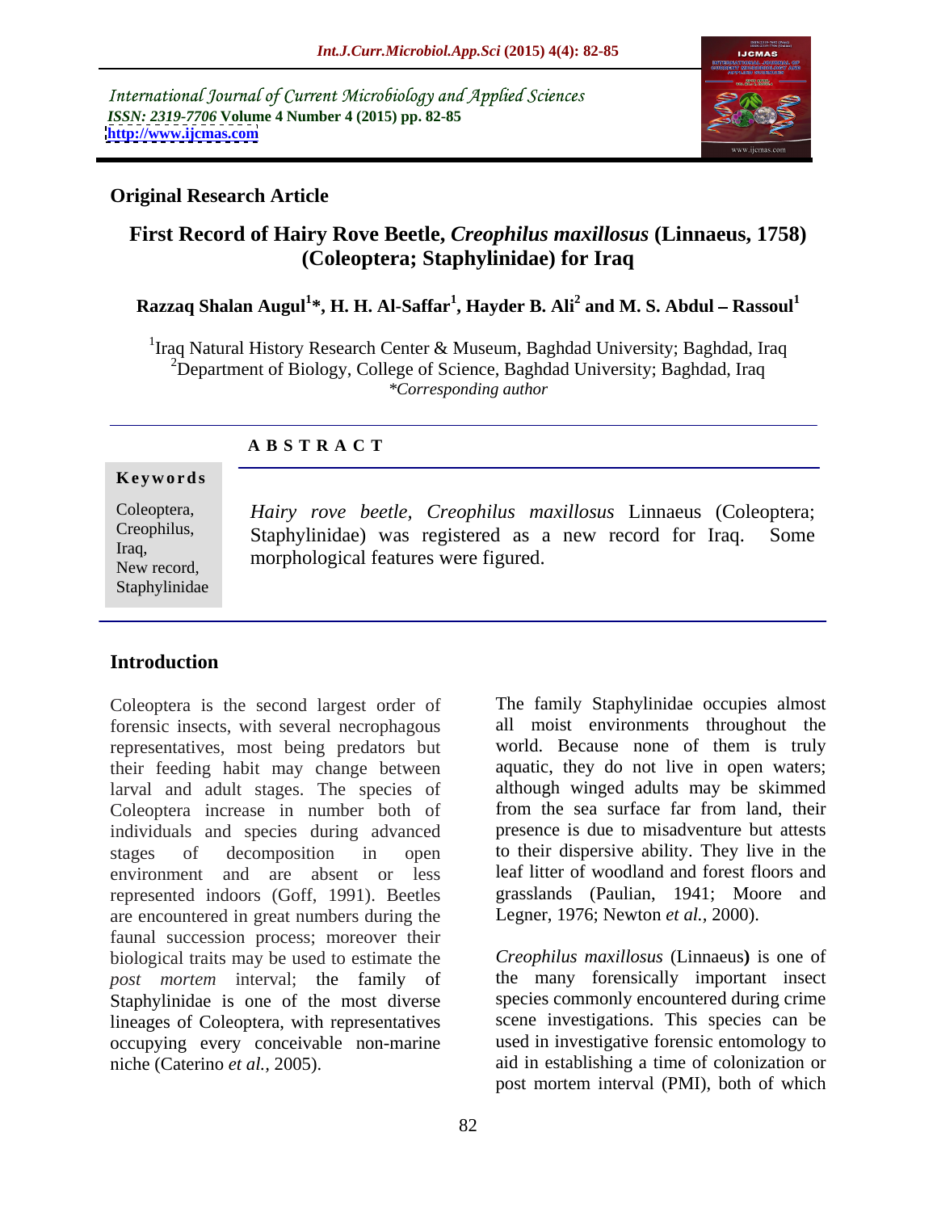International Journal of Current Microbiology and Applied Sciences
*ISSN: 2319-7706* **Volume 4 Number 4 (2015) pp. 82-85**
**http://www.ijcmas.com**

**Original Research Article**

# First Record of Hairy Rove Beetle, *Creophilus maxillosus* (Linnaeus, 1758) (Coleoptera; Staphylinidae) for Iraq

**Razzaq Shalan Augul[1]*, H. H. Al-Saffar[1], Hayder B. Ali[2] and M. S. Abdul – Rassoul[1]**

[1]Iraq Natural History Research Center & Museum, Baghdad University; Baghdad, Iraq
[2]Department of Biology, College of Science, Baghdad University; Baghdad, Iraq
*\*Corresponding author*

**A B S T R A C T**

**Keywords**

Coleoptera, Creophilus, Iraq, New record, Staphylinidae

*Hairy rove beetle, Creophilus maxillosus* Linnaeus (Coleoptera; Staphylinidae) was registered as a new record for Iraq. Some morphological features were figured.

## Introduction

Coleoptera is the second largest order of forensic insects, with several necrophagous representatives, most being predators but their feeding habit may change between larval and adult stages. The species of Coleoptera increase in number both of individuals and species during advanced stages of decomposition in open environment and are absent or less represented indoors (Goff, 1991). Beetles are encountered in great numbers during the faunal succession process; moreover their biological traits may be used to estimate the *post mortem* interval; the family of Staphylinidae is one of the most diverse lineages of Coleoptera, with representatives occupying every conceivable non-marine niche (Caterino *et al.,* 2005).

The family Staphylinidae occupies almost all moist environments throughout the world. Because none of them is truly aquatic, they do not live in open waters; although winged adults may be skimmed from the sea surface far from land, their presence is due to misadventure but attests to their dispersive ability. They live in the leaf litter of woodland and forest floors and grasslands (Paulian, 1941; Moore and Legner, 1976; Newton *et al.,* 2000).

*Creophilus maxillosus* (Linnaeus**)** is one of the many forensically important insect species commonly encountered during crime scene investigations. This species can be used in investigative forensic entomology to aid in establishing a time of colonization or post mortem interval (PMI), both of which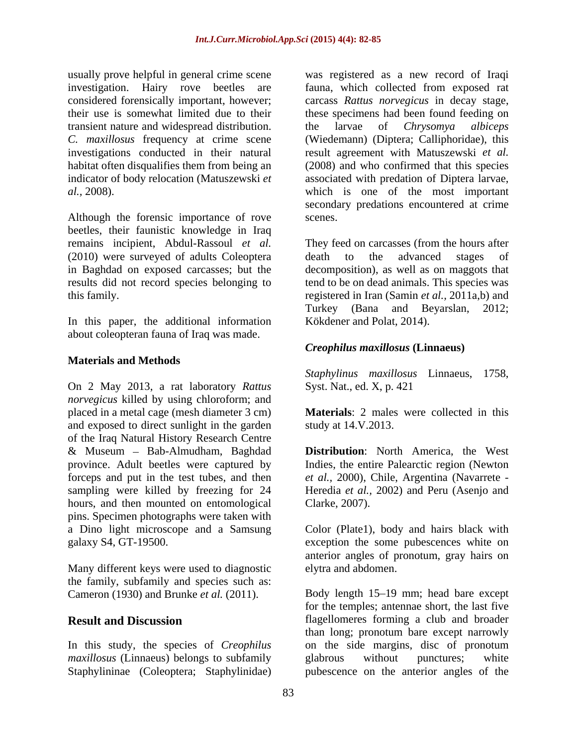usually prove helpful in general crime scene investigation. Hairy rove beetles are considered forensically important, however; their use is somewhat limited due to their transient nature and widespread distribution. *C. maxillosus* frequency at crime scene investigations conducted in their natural habitat often disqualifies them from being an indicator of body relocation (Matuszewski *et al.*, 2008).

Although the forensic importance of rove beetles, their faunistic knowledge in Iraq remains incipient, Abdul-Rassoul *et al.* (2010) were surveyed of adults Coleoptera in Baghdad on exposed carcasses; but the results did not record species belonging to this family.

In this paper, the additional information about coleopteran fauna of Iraq was made.

## Materials and Methods

On 2 May 2013, a rat laboratory *Rattus norvegicus* killed by using chloroform; and placed in a metal cage (mesh diameter 3 cm) and exposed to direct sunlight in the garden of the Iraq Natural History Research Centre & Museum – Bab-Almudham, Baghdad province. Adult beetles were captured by forceps and put in the test tubes, and then sampling were killed by freezing for 24 hours, and then mounted on entomological pins. Specimen photographs were taken with a Dino light microscope and a Samsung galaxy S4, GT-19500.

Many different keys were used to diagnostic the family, subfamily and species such as: Cameron (1930) and Brunke *et al.* (2011).

## Result and Discussion

In this study, the species of *Creophilus maxillosus* (Linnaeus) belongs to subfamily Staphylininae (Coleoptera; Staphylinidae) was registered as a new record of Iraqi fauna, which collected from exposed rat carcass *Rattus norvegicus* in decay stage, these specimens had been found feeding on the larvae of *Chrysomya albiceps* (Wiedemann) (Diptera; Calliphoridae), this result agreement with Matuszewski *et al.* (2008) and who confirmed that this species associated with predation of Diptera larvae, which is one of the most important secondary predations encountered at crime scenes.

They feed on carcasses (from the hours after death to the advanced stages of decomposition), as well as on maggots that tend to be on dead animals. This species was registered in Iran (Samin *et al.*, 2011a,b) and Turkey (Bana and Beyarslan, 2012; Kökdener and Polat, 2014).

### *Creophilus maxillosus* (Linnaeus)

*Staphylinus maxillosus* Linnaeus, 1758, Syst. Nat., ed. X, p. 421

**Materials**: 2 males were collected in this study at 14.V.2013.

**Distribution**: North America, the West Indies, the entire Palearctic region (Newton *et al.*, 2000), Chile, Argentina (Navarrete - Heredia *et al.*, 2002) and Peru (Asenjo and Clarke, 2007).

Color (Plate1), body and hairs black with exception the some pubescences white on anterior angles of pronotum, gray hairs on elytra and abdomen.

Body length 15–19 mm; head bare except for the temples; antennae short, the last five flagellomeres forming a club and broader than long; pronotum bare except narrowly on the side margins, disc of pronotum glabrous without punctures; white pubescence on the anterior angles of the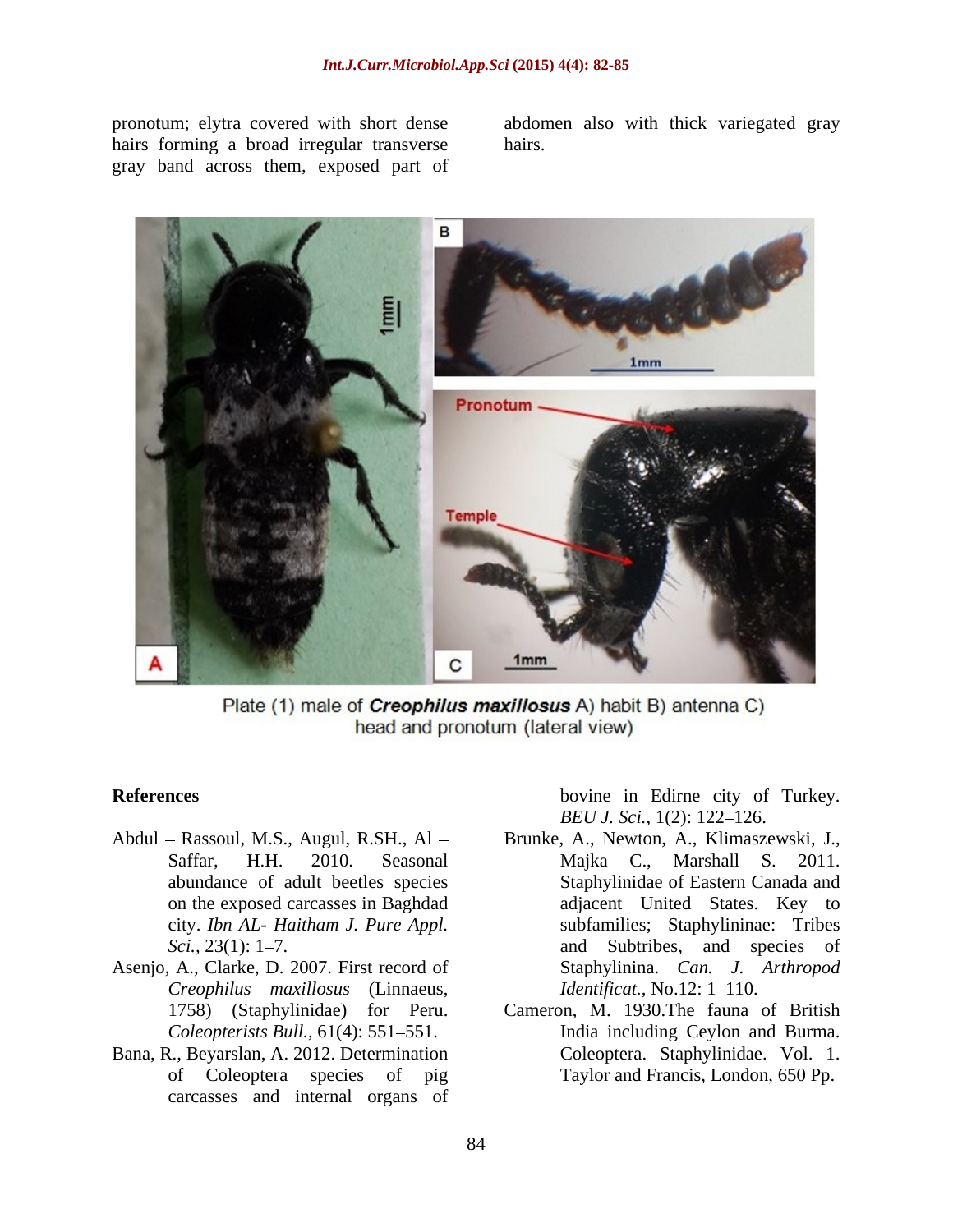pronotum; elytra covered with short dense hairs forming a broad irregular transverse gray band across them, exposed part of abdomen also with thick variegated gray hairs.

Plate (1) male of ***Creophilus maxillosus*** A) habit B) antenna C) head and pronotum (lateral view)

## References

Abdul – Rassoul, M.S., Augul, R.SH., Al – Saffar, H.H. 2010. Seasonal abundance of adult beetles species on the exposed carcasses in Baghdad city. *Ibn AL- Haitham J. Pure Appl. Sci.*, 23(1): 1–7.

Asenjo, A., Clarke, D. 2007. First record of *Creophilus maxillosus* (Linnaeus, 1758) (Staphylinidae) for Peru. *Coleopterists Bull.*, 61(4): 551–551.

Bana, R., Beyarslan, A. 2012. Determination of Coleoptera species of pig carcasses and internal organs of bovine in Edirne city of Turkey. *BEU J. Sci.*, 1(2): 122–126.

Brunke, A., Newton, A., Klimaszewski, J., Majka C., Marshall S. 2011. Staphylinidae of Eastern Canada and adjacent United States. Key to subfamilies; Staphylininae: Tribes and Subtribes, and species of Staphylinina. *Can. J. Arthropod Identificat.*, No.12: 1–110.

Cameron, M. 1930.The fauna of British India including Ceylon and Burma. Coleoptera. Staphylinidae. Vol. 1. Taylor and Francis, London, 650 Pp.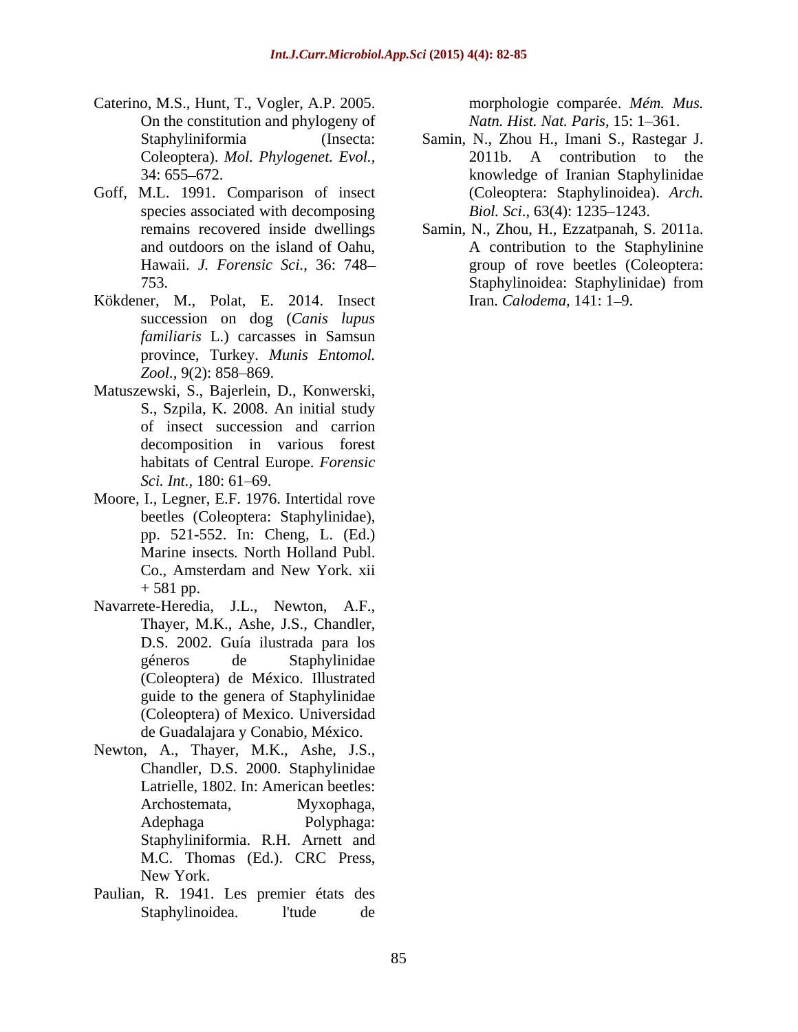Caterino, M.S., Hunt, T., Vogler, A.P. 2005. On the constitution and phylogeny of Staphyliniformia (Insecta: Coleoptera). *Mol. Phylogenet. Evol.,* 34: 655–672.

Goff, M.L. 1991. Comparison of insect species associated with decomposing remains recovered inside dwellings and outdoors on the island of Oahu, Hawaii. *J. Forensic Sci.,* 36: 748–753.

Kökdener, M., Polat, E. 2014. Insect succession on dog (*Canis lupus familiaris* L.) carcasses in Samsun province, Turkey. *Munis Entomol. Zool.,* 9(2): 858–869.

Matuszewski, S., Bajerlein, D., Konwerski, S., Szpila, K. 2008. An initial study of insect succession and carrion decomposition in various forest habitats of Central Europe. *Forensic Sci. Int.,* 180: 61–69.

Moore, I., Legner, E.F. 1976. Intertidal rove beetles (Coleoptera: Staphylinidae), pp. 521-552. In: Cheng, L. (Ed.) Marine insects*.* North Holland Publ. Co., Amsterdam and New York. xii + 581 pp.

Navarrete-Heredia, J.L., Newton, A.F., Thayer, M.K., Ashe, J.S., Chandler, D.S. 2002. Guía ilustrada para los géneros de Staphylinidae (Coleoptera) de México. Illustrated guide to the genera of Staphylinidae (Coleoptera) of Mexico. Universidad de Guadalajara y Conabio, México.

Newton, A., Thayer, M.K., Ashe, J.S., Chandler, D.S. 2000. Staphylinidae Latrielle, 1802. In: American beetles: Archostemata, Myxophaga, Adephaga Polyphaga: Staphyliniformia. R.H. Arnett and M.C. Thomas (Ed.). CRC Press, New York.

Paulian, R. 1941. Les premier états des Staphylinoidea. l'tude de morphologie comparée. *Mém. Mus. Natn. Hist. Nat. Paris,* 15: 1–361.

Samin, N., Zhou H., Imani S., Rastegar J. 2011b. A contribution to the knowledge of Iranian Staphylinidae (Coleoptera: Staphylinoidea). *Arch. Biol. Sci*., 63(4): 1235–1243.

Samin, N., Zhou, H., Ezzatpanah, S. 2011a. A contribution to the Staphylinine group of rove beetles (Coleoptera: Staphylinoidea: Staphylinidae) from Iran. *Calodema,* 141: 1–9.